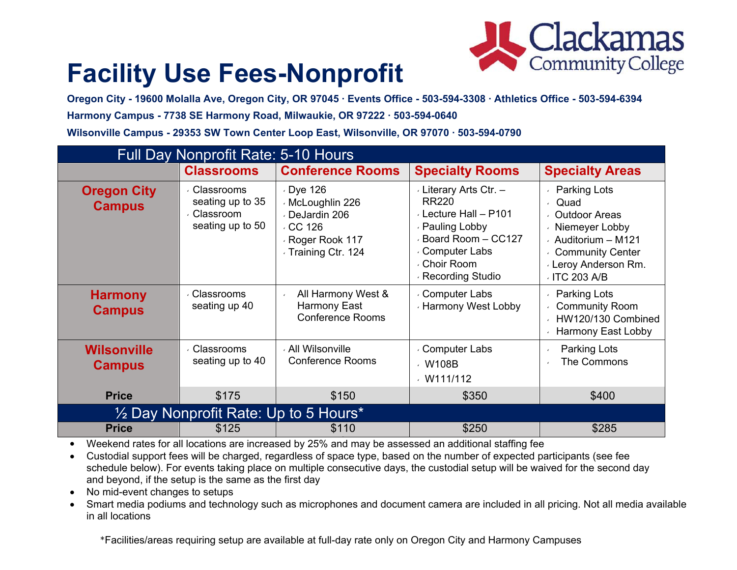# Facility Use Fees-Nonprofit

**Oregon City - 19600 Molalla Ave, Oregon City, OR 97045 · Events Office - 503-594-3308 · Athletics Office - 503-594-6394**

**Harmony Campus - 7738 SE Harmony Road, Milwaukie, OR 97222 · 503-594-0640**

**Wilsonville Campus - 29353 SW Town Center Loop East, Wilsonville, OR 97070 · 503-594-0790**

| Full Day Nonprofit Rate: 5-10 Hours | | | | |
|---|---|---|---|---|
| | **Classrooms** | **Conference Rooms** | **Specialty Rooms** | **Specialty Areas** |
| **Oregon City Campus** | Classrooms seating up to 35<br>Classroom seating up to 50 | Dye 126<br>McLoughlin 226<br>DeJardin 206<br>CC 126<br>Roger Rook 117<br>Training Ctr. 124 | Literary Arts Ctr. – RR220<br>Lecture Hall – P101<br>Pauling Lobby<br>Board Room – CC127<br>Computer Labs<br>Choir Room<br>Recording Studio | Parking Lots<br>Quad<br>Outdoor Areas<br>Niemeyer Lobby<br>Auditorium – M121<br>Community Center<br>Leroy Anderson Rm.<br>ITC 203 A/B |
| **Harmony Campus** | Classrooms seating up 40 | All Harmony West & Harmony East Conference Rooms | Computer Labs<br>Harmony West Lobby | Parking Lots<br>Community Room<br>HW120/130 Combined<br>Harmony East Lobby |
| **Wilsonville Campus** | Classrooms seating up to 40 | All Wilsonville Conference Rooms | Computer Labs<br>W108B<br>W111/112 | Parking Lots<br>The Commons |
| **Price** | $175 | $150 | $350 | $400 |
| **½ Day Nonprofit Rate: Up to 5 Hours*** | | | | |
| **Price** | $125 | $110 | $250 | $285 |

- Weekend rates for all locations are increased by 25% and may be assessed an additional staffing fee
- Custodial support fees will be charged, regardless of space type, based on the number of expected participants (see fee schedule below). For events taking place on multiple consecutive days, the custodial setup will be waived for the second day and beyond, if the setup is the same as the first day
- No mid-event changes to setups
- Smart media podiums and technology such as microphones and document camera are included in all pricing. Not all media available in all locations

*Facilities/areas requiring setup are available at full-day rate only on Oregon City and Harmony Campuses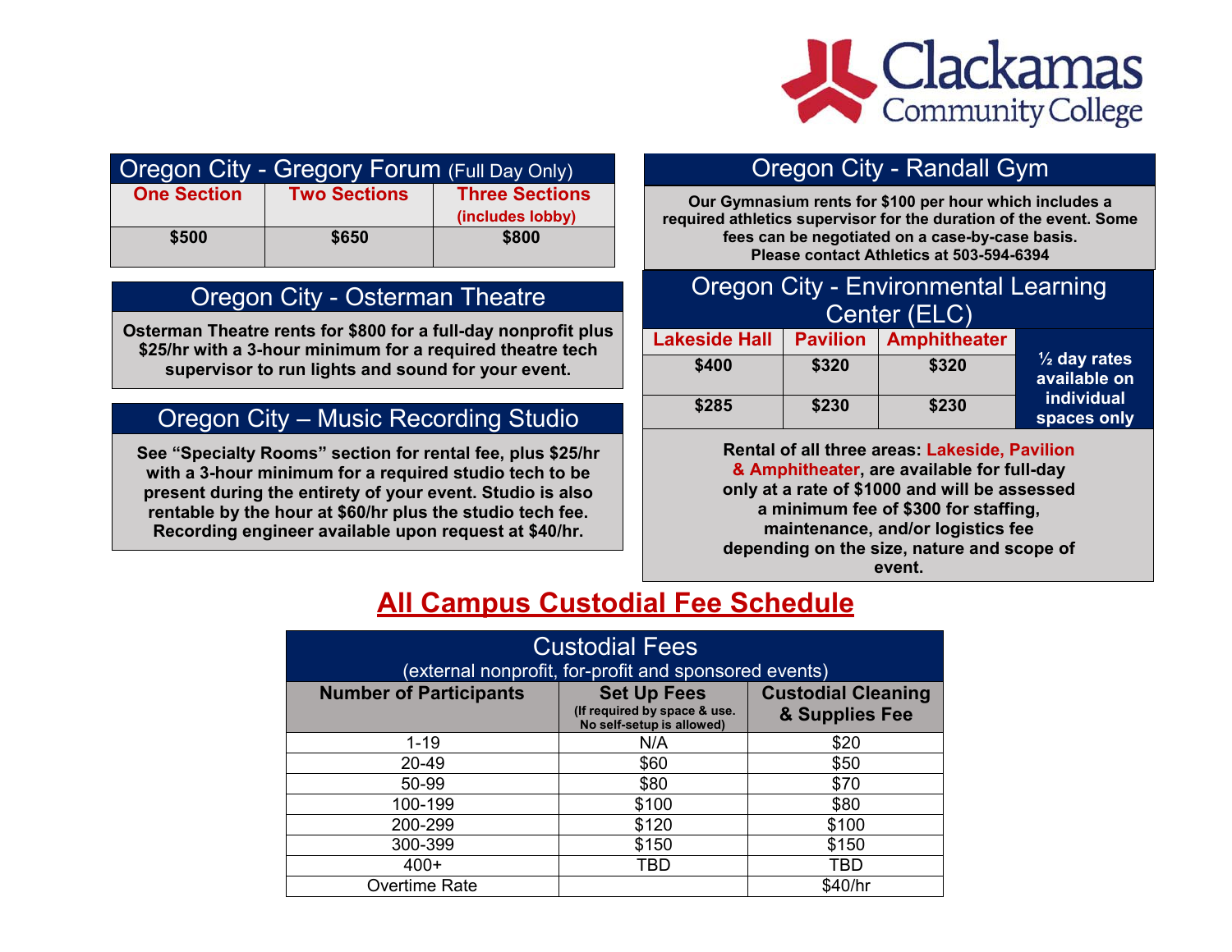## Oregon City - Gregory Forum (Full Day Only)

| One Section | Two Sections | Three Sections (includes lobby) |
|---|---|---|
| $500 | $650 | $800 |

## Oregon City - Randall Gym

**Our Gymnasium rents for $100 per hour which includes a required athletics supervisor for the duration of the event. Some fees can be negotiated on a case-by-case basis. Please contact Athletics at 503-594-6394**

## Oregon City - Osterman Theatre

**Osterman Theatre rents for $800 for a full-day nonprofit plus $25/hr with a 3-hour minimum for a required theatre tech supervisor to run lights and sound for your event.**

## Oregon City – Music Recording Studio

**See "Specialty Rooms" section for rental fee, plus $25/hr with a 3-hour minimum for a required studio tech to be present during the entirety of your event. Studio is also rentable by the hour at $60/hr plus the studio tech fee. Recording engineer available upon request at $40/hr.**

## Oregon City - Environmental Learning Center (ELC)

| Lakeside Hall | Pavilion | Amphitheater | |
|---|---|---|---|
| $400 | $320 | $320 | ½ day rates available on individual spaces only |
| $285 | $230 | $230 | |

**Rental of all three areas: Lakeside, Pavilion & Amphitheater, are available for full-day only at a rate of $1000 and will be assessed a minimum fee of $300 for staffing, maintenance, and/or logistics fee depending on the size, nature and scope of event.**

## All Campus Custodial Fee Schedule

**Custodial Fees**
(external nonprofit, for-profit and sponsored events)

| Number of Participants | Set Up Fees (If required by space & use. No self-setup is allowed) | Custodial Cleaning & Supplies Fee |
|---|---|---|
| 1-19 | N/A | $20 |
| 20-49 | $60 | $50 |
| 50-99 | $80 | $70 |
| 100-199 | $100 | $80 |
| 200-299 | $120 | $100 |
| 300-399 | $150 | $150 |
| 400+ | TBD | TBD |
| Overtime Rate | | $40/hr |